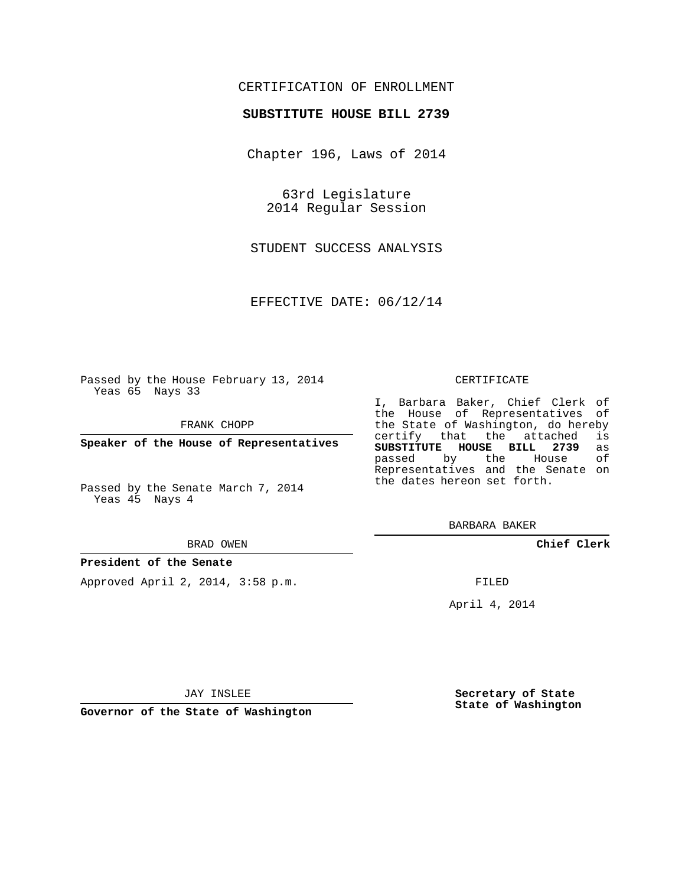CERTIFICATION OF ENROLLMENT

**SUBSTITUTE HOUSE BILL 2739**

Chapter 196, Laws of 2014

63rd Legislature
2014 Regular Session

STUDENT SUCCESS ANALYSIS

EFFECTIVE DATE: 06/12/14

Passed by the House February 13, 2014
Yeas 65 Nays 33

FRANK CHOPP

**Speaker of the House of Representatives**

Passed by the Senate March 7, 2014
Yeas 45 Nays 4

BRAD OWEN

**President of the Senate**

Approved April 2, 2014, 3:58 p.m.

JAY INSLEE

**Governor of the State of Washington**

CERTIFICATE

I, Barbara Baker, Chief Clerk of the House of Representatives of the State of Washington, do hereby certify that the attached is **SUBSTITUTE HOUSE BILL 2739** as passed by the House of Representatives and the Senate on the dates hereon set forth.

BARBARA BAKER

**Chief Clerk**

FILED

April 4, 2014

**Secretary of State**
**State of Washington**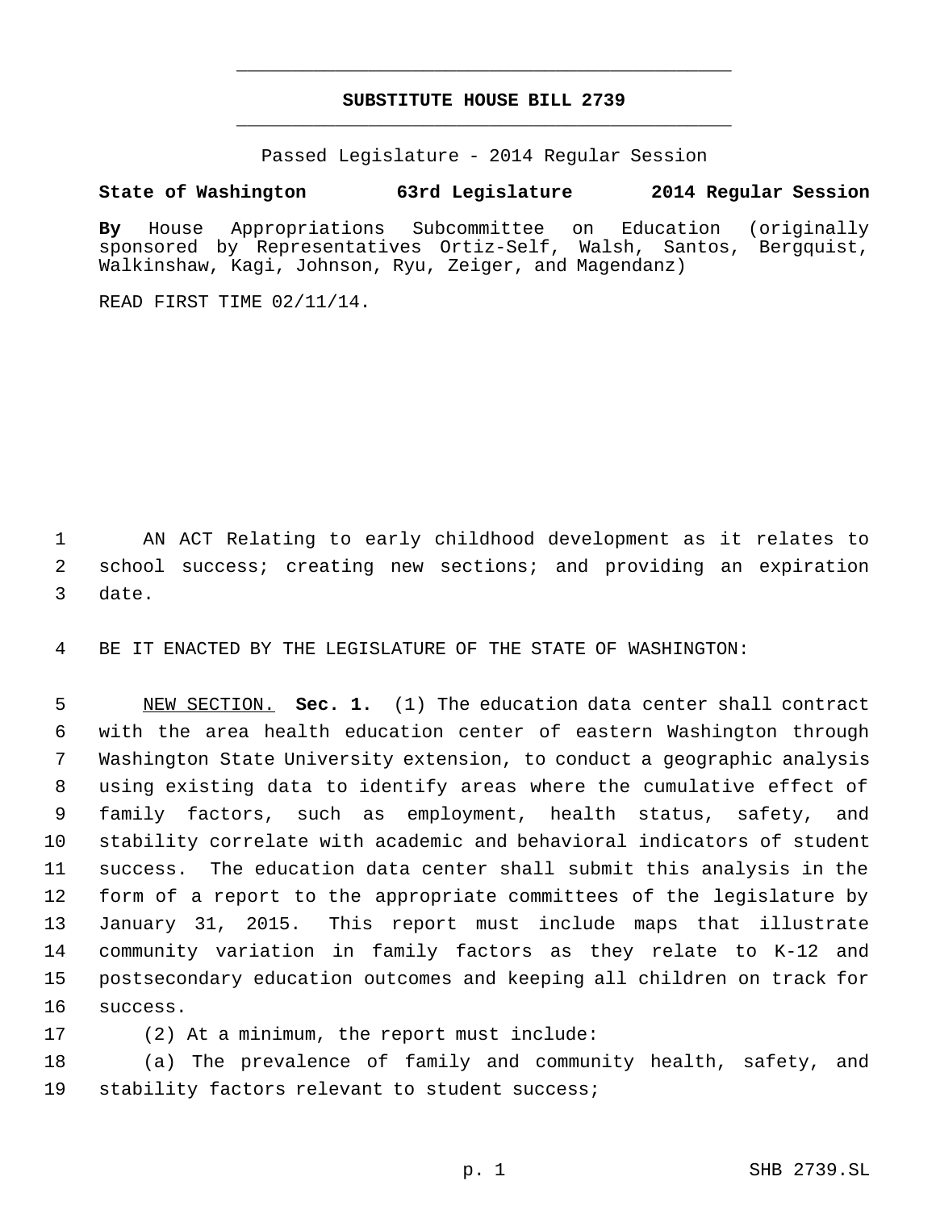# SUBSTITUTE HOUSE BILL 2739

Passed Legislature - 2014 Regular Session

**State of Washington 63rd Legislature 2014 Regular Session**

**By** House Appropriations Subcommittee on Education (originally sponsored by Representatives Ortiz-Self, Walsh, Santos, Bergquist, Walkinshaw, Kagi, Johnson, Ryu, Zeiger, and Magendanz)

READ FIRST TIME 02/11/14.

AN ACT Relating to early childhood development as it relates to school success; creating new sections; and providing an expiration date.

BE IT ENACTED BY THE LEGISLATURE OF THE STATE OF WASHINGTON:

NEW SECTION. **Sec. 1.** (1) The education data center shall contract with the area health education center of eastern Washington through Washington State University extension, to conduct a geographic analysis using existing data to identify areas where the cumulative effect of family factors, such as employment, health status, safety, and stability correlate with academic and behavioral indicators of student success. The education data center shall submit this analysis in the form of a report to the appropriate committees of the legislature by January 31, 2015. This report must include maps that illustrate community variation in family factors as they relate to K-12 and postsecondary education outcomes and keeping all children on track for success.

(2) At a minimum, the report must include:

(a) The prevalence of family and community health, safety, and stability factors relevant to student success;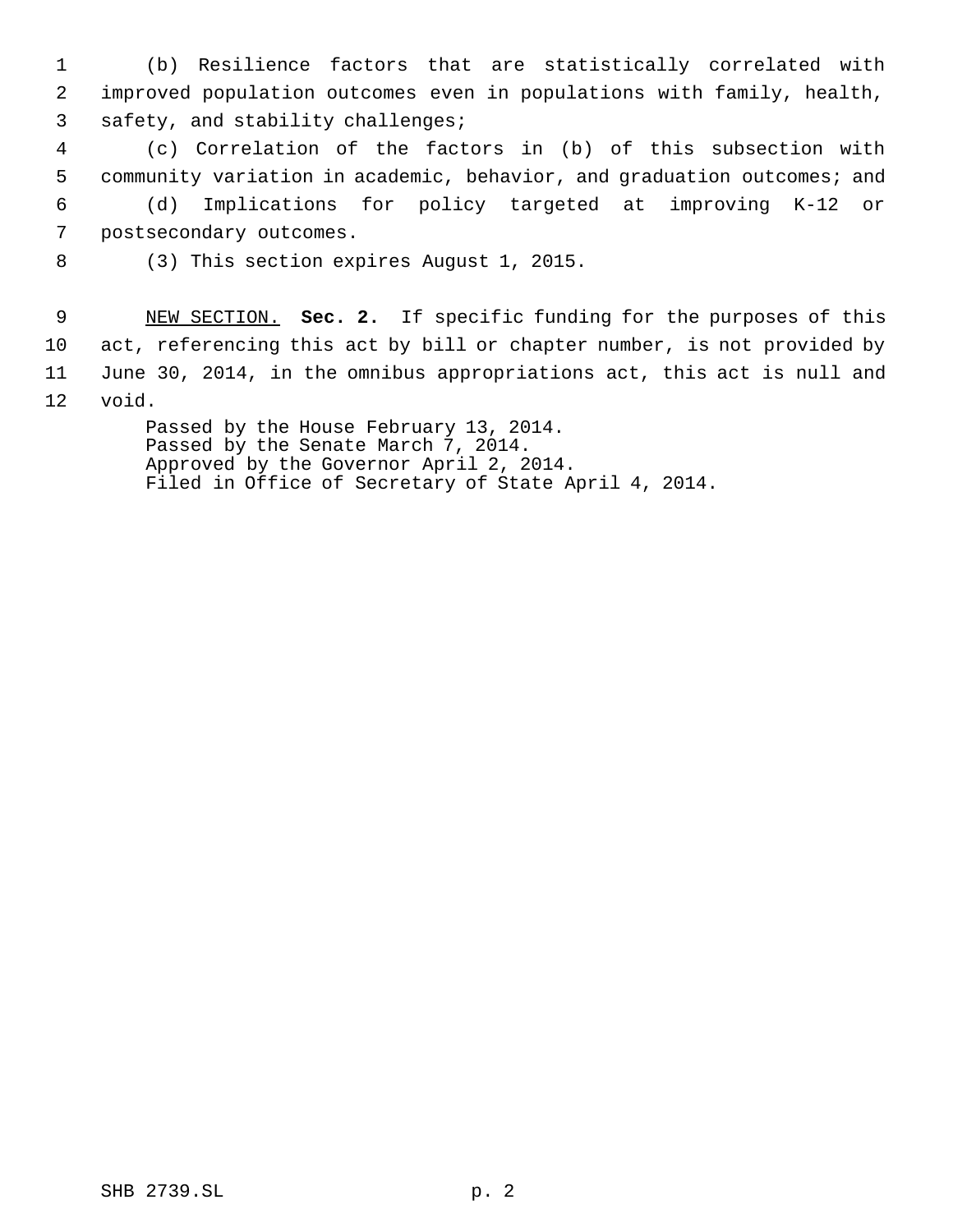(b) Resilience factors that are statistically correlated with improved population outcomes even in populations with family, health, safety, and stability challenges;

(c) Correlation of the factors in (b) of this subsection with community variation in academic, behavior, and graduation outcomes; and

(d) Implications for policy targeted at improving K-12 or postsecondary outcomes.

(3) This section expires August 1, 2015.

NEW SECTION. **Sec. 2.** If specific funding for the purposes of this act, referencing this act by bill or chapter number, is not provided by June 30, 2014, in the omnibus appropriations act, this act is null and void.

Passed by the House February 13, 2014.
Passed by the Senate March 7, 2014.
Approved by the Governor April 2, 2014.
Filed in Office of Secretary of State April 4, 2014.